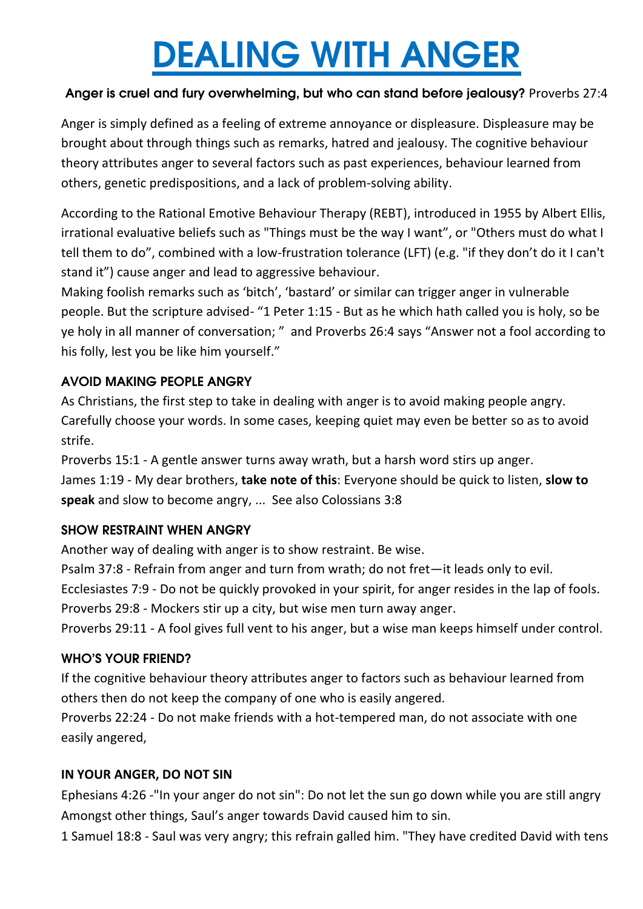# DEALING WITH ANGER

**Anger is cruel and fury overwhelming, but who can stand before jealousy?** Proverbs 27:4

Anger is simply defined as a feeling of extreme annoyance or displeasure. Displeasure may be brought about through things such as remarks, hatred and jealousy. The cognitive behaviour theory attributes anger to several factors such as past experiences, behaviour learned from others, genetic predispositions, and a lack of problem-solving ability.

According to the Rational Emotive Behaviour Therapy (REBT), introduced in 1955 by Albert Ellis, irrational evaluative beliefs such as "Things must be the way I want", or "Others must do what I tell them to do", combined with a low-frustration tolerance (LFT) (e.g. "if they don't do it I can't stand it") cause anger and lead to aggressive behaviour.
Making foolish remarks such as 'bitch', 'bastard' or similar can trigger anger in vulnerable people. But the scripture advised- "1 Peter 1:15 - But as he which hath called you is holy, so be ye holy in all manner of conversation; " and Proverbs 26:4 says "Answer not a fool according to his folly, lest you be like him yourself."

### AVOID MAKING PEOPLE ANGRY

As Christians, the first step to take in dealing with anger is to avoid making people angry. Carefully choose your words. In some cases, keeping quiet may even be better so as to avoid strife.
Proverbs 15:1 - A gentle answer turns away wrath, but a harsh word stirs up anger.
James 1:19 - My dear brothers, **take note of this**: Everyone should be quick to listen, **slow to speak** and slow to become angry, ... See also Colossians 3:8

### SHOW RESTRAINT WHEN ANGRY

Another way of dealing with anger is to show restraint. Be wise.
Psalm 37:8 - Refrain from anger and turn from wrath; do not fret—it leads only to evil.
Ecclesiastes 7:9 - Do not be quickly provoked in your spirit, for anger resides in the lap of fools.
Proverbs 29:8 - Mockers stir up a city, but wise men turn away anger.
Proverbs 29:11 - A fool gives full vent to his anger, but a wise man keeps himself under control.

### WHO'S YOUR FRIEND?

If the cognitive behaviour theory attributes anger to factors such as behaviour learned from others then do not keep the company of one who is easily angered.
Proverbs 22:24 - Do not make friends with a hot-tempered man, do not associate with one easily angered,

### IN YOUR ANGER, DO NOT SIN

Ephesians 4:26 -"In your anger do not sin": Do not let the sun go down while you are still angry
Amongst other things, Saul's anger towards David caused him to sin.
1 Samuel 18:8 - Saul was very angry; this refrain galled him. "They have credited David with tens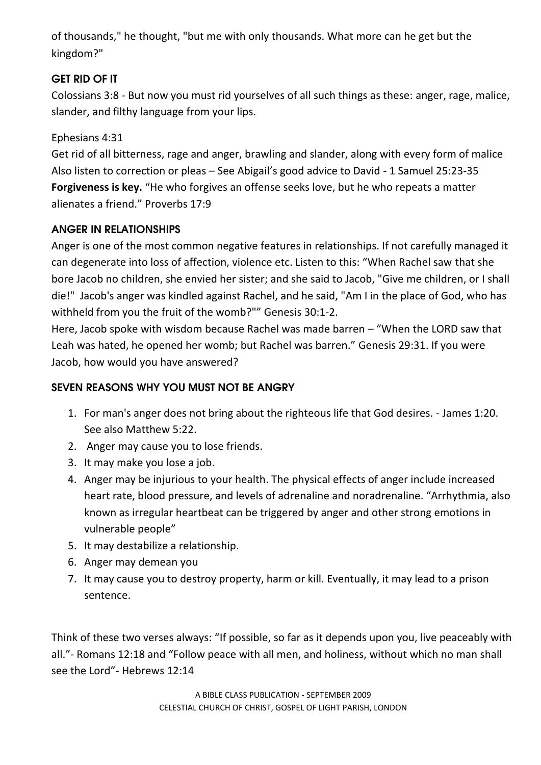of thousands," he thought, "but me with only thousands. What more can he get but the kingdom?"

## GET RID OF IT

Colossians 3:8 - But now you must rid yourselves of all such things as these: anger, rage, malice, slander, and filthy language from your lips.

Ephesians 4:31
Get rid of all bitterness, rage and anger, brawling and slander, along with every form of malice
Also listen to correction or pleas – See Abigail's good advice to David - 1 Samuel 25:23-35
**Forgiveness is key.** "He who forgives an offense seeks love, but he who repeats a matter alienates a friend." Proverbs 17:9

## ANGER IN RELATIONSHIPS

Anger is one of the most common negative features in relationships. If not carefully managed it can degenerate into loss of affection, violence etc. Listen to this: "When Rachel saw that she bore Jacob no children, she envied her sister; and she said to Jacob, "Give me children, or I shall die!" Jacob's anger was kindled against Rachel, and he said, "Am I in the place of God, who has withheld from you the fruit of the womb?"" Genesis 30:1-2.
Here, Jacob spoke with wisdom because Rachel was made barren – "When the LORD saw that Leah was hated, he opened her womb; but Rachel was barren." Genesis 29:31. If you were Jacob, how would you have answered?

## SEVEN REASONS WHY YOU MUST NOT BE ANGRY

1. For man's anger does not bring about the righteous life that God desires. - James 1:20. See also Matthew 5:22.
2. Anger may cause you to lose friends.
3. It may make you lose a job.
4. Anger may be injurious to your health. The physical effects of anger include increased heart rate, blood pressure, and levels of adrenaline and noradrenaline. "Arrhythmia, also known as irregular heartbeat can be triggered by anger and other strong emotions in vulnerable people"
5. It may destabilize a relationship.
6. Anger may demean you
7. It may cause you to destroy property, harm or kill. Eventually, it may lead to a prison sentence.

Think of these two verses always: "If possible, so far as it depends upon you, live peaceably with all."- Romans 12:18 and "Follow peace with all men, and holiness, without which no man shall see the Lord"- Hebrews 12:14

A BIBLE CLASS PUBLICATION - SEPTEMBER 2009
CELESTIAL CHURCH OF CHRIST, GOSPEL OF LIGHT PARISH, LONDON